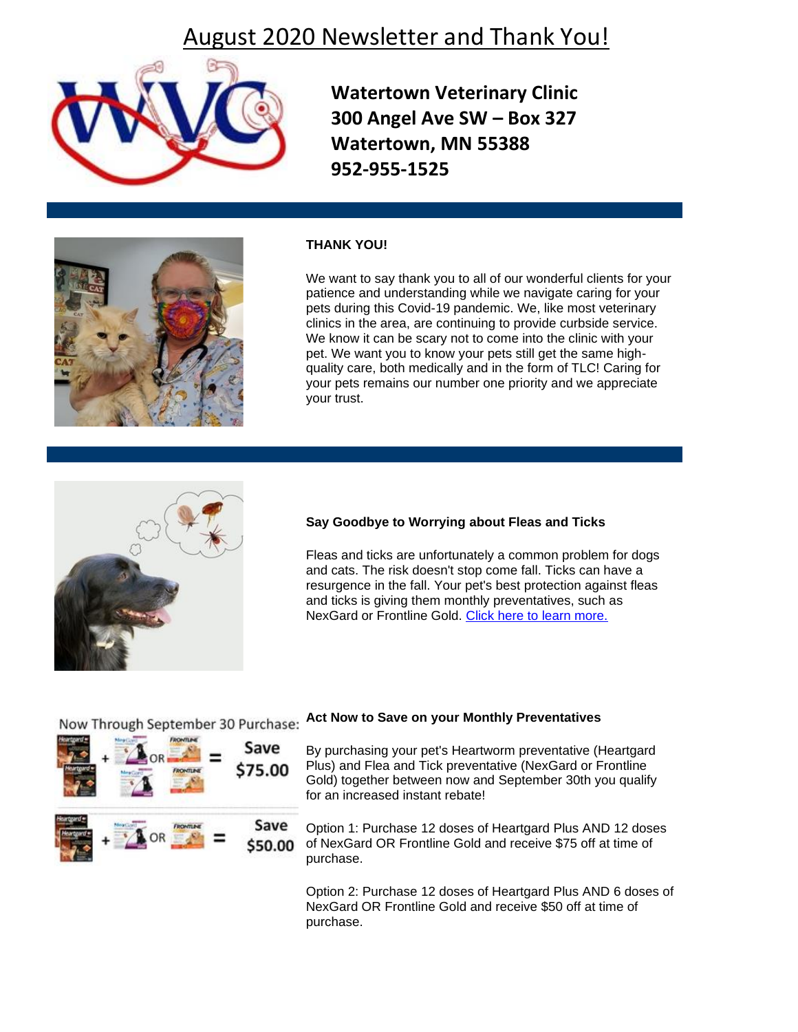# August 2020 Newsletter and Thank You!

**Watertown Veterinary Clinic**
**300 Angel Ave SW – Box 327**
**Watertown, MN 55388**
**952-955-1525**

**THANK YOU!**

We want to say thank you to all of our wonderful clients for your patience and understanding while we navigate caring for your pets during this Covid-19 pandemic. We, like most veterinary clinics in the area, are continuing to provide curbside service. We know it can be scary not to come into the clinic with your pet. We want you to know your pets still get the same high-quality care, both medically and in the form of TLC! Caring for your pets remains our number one priority and we appreciate your trust.

**Say Goodbye to Worrying about Fleas and Ticks**

Fleas and ticks are unfortunately a common problem for dogs and cats. The risk doesn't stop come fall. Ticks can have a resurgence in the fall. Your pet's best protection against fleas and ticks is giving them monthly preventatives, such as NexGard or Frontline Gold. Click here to learn more.

Now Through September 30 Purchase:

Save $75.00

Save $50.00

**Act Now to Save on your Monthly Preventatives**

By purchasing your pet's Heartworm preventative (Heartgard Plus) and Flea and Tick preventative (NexGard or Frontline Gold) together between now and September 30th you qualify for an increased instant rebate!

Option 1: Purchase 12 doses of Heartgard Plus AND 12 doses of NexGard OR Frontline Gold and receive $75 off at time of purchase.

Option 2: Purchase 12 doses of Heartgard Plus AND 6 doses of NexGard OR Frontline Gold and receive $50 off at time of purchase.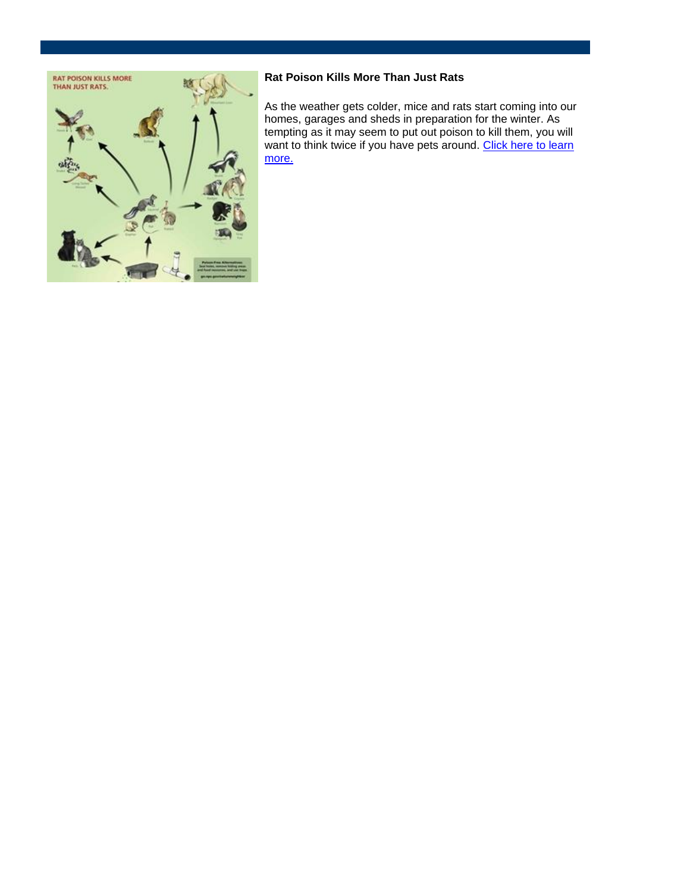**Rat Poison Kills More Than Just Rats**

As the weather gets colder, mice and rats start coming into our homes, garages and sheds in preparation for the winter. As tempting as it may seem to put out poison to kill them, you will want to think twice if you have pets around. Click here to learn more.